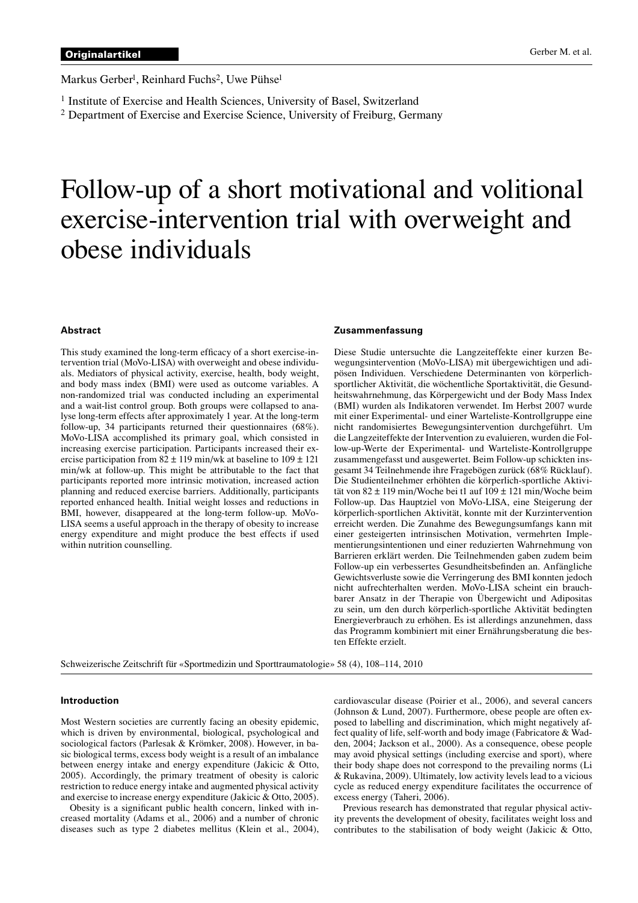Originalartikel

Markus Gerber[1], Reinhard Fuchs[2], Uwe Pühse[1]

[1] Institute of Exercise and Health Sciences, University of Basel, Switzerland

[2] Department of Exercise and Exercise Science, University of Freiburg, Germany

# Follow-up of a short motivational and volitional exercise-intervention trial with overweight and obese individuals

### Abstract

This study examined the long-term efficacy of a short exercise-intervention trial (MoVo-LISA) with overweight and obese individuals. Mediators of physical activity, exercise, health, body weight, and body mass index (BMI) were used as outcome variables. A non-randomized trial was conducted including an experimental and a wait-list control group. Both groups were collapsed to analyse long-term effects after approximately 1 year. At the long-term follow-up, 34 participants returned their questionnaires (68%). MoVo-LISA accomplished its primary goal, which consisted in increasing exercise participation. Participants increased their exercise participation from 82 ± 119 min/wk at baseline to 109 ± 121 min/wk at follow-up. This might be attributable to the fact that participants reported more intrinsic motivation, increased action planning and reduced exercise barriers. Additionally, participants reported enhanced health. Initial weight losses and reductions in BMI, however, disappeared at the long-term follow-up. MoVo-LISA seems a useful approach in the therapy of obesity to increase energy expenditure and might produce the best effects if used within nutrition counselling.

### Zusammenfassung

Diese Studie untersuchte die Langzeiteffekte einer kurzen Bewegungsintervention (MoVo-LISA) mit übergewichtigen und adipösen Individuen. Verschiedene Determinanten von körperlich-sportlicher Aktivität, die wöchentliche Sportaktivität, die Gesundheitswahrnehmung, das Körpergewicht und der Body Mass Index (BMI) wurden als Indikatoren verwendet. Im Herbst 2007 wurde mit einer Experimental- und einer Warteliste-Kontrollgruppe eine nicht randomisiertes Bewegungsintervention durchgeführt. Um die Langzeiteffekte der Intervention zu evaluieren, wurden die Follow-up-Werte der Experimental- und Warteliste-Kontrollgruppe zusammengefasst und ausgewertet. Beim Follow-up schickten insgesamt 34 Teilnehmende ihre Fragebögen zurück (68% Rücklauf). Die Studienteilnehmer erhöhten die körperlich-sportliche Aktivität von 82 ± 119 min/Woche bei t1 auf 109 ± 121 min/Woche beim Follow-up. Das Hauptziel von MoVo-LISA, eine Steigerung der körperlich-sportlichen Aktivität, konnte mit der Kurzintervention erreicht werden. Die Zunahme des Bewegungsumfangs kann mit einer gesteigerten intrinsischen Motivation, vermehrten Implementierungsintentionen und einer reduzierten Wahrnehmung von Barrieren erklärt werden. Die Teilnehmenden gaben zudem beim Follow-up ein verbessertes Gesundheitsbefinden an. Anfängliche Gewichtsverluste sowie die Verringerung des BMI konnten jedoch nicht aufrechterhalten werden. MoVo-LISA scheint ein brauchbarer Ansatz in der Therapie von Übergewicht und Adipositas zu sein, um den durch körperlich-sportliche Aktivität bedingten Energieverbrauch zu erhöhen. Es ist allerdings anzunehmen, dass das Programm kombiniert mit einer Ernährungsberatung die besten Effekte erzielt.

### Introduction

Most Western societies are currently facing an obesity epidemic, which is driven by environmental, biological, psychological and sociological factors (Parlesak & Krömker, 2008). However, in basic biological terms, excess body weight is a result of an imbalance between energy intake and energy expenditure (Jakicic & Otto, 2005). Accordingly, the primary treatment of obesity is caloric restriction to reduce energy intake and augmented physical activity and exercise to increase energy expenditure (Jakicic & Otto, 2005).

Obesity is a significant public health concern, linked with increased mortality (Adams et al., 2006) and a number of chronic diseases such as type 2 diabetes mellitus (Klein et al., 2004), cardiovascular disease (Poirier et al., 2006), and several cancers (Johnson & Lund, 2007). Furthermore, obese people are often exposed to labelling and discrimination, which might negatively affect quality of life, self-worth and body image (Fabricatore & Wadden, 2004; Jackson et al., 2000). As a consequence, obese people may avoid physical settings (including exercise and sport), where their body shape does not correspond to the prevailing norms (Li & Rukavina, 2009). Ultimately, low activity levels lead to a vicious cycle as reduced energy expenditure facilitates the occurrence of excess energy (Taheri, 2006).

Previous research has demonstrated that regular physical activity prevents the development of obesity, facilitates weight loss and contributes to the stabilisation of body weight (Jakicic & Otto,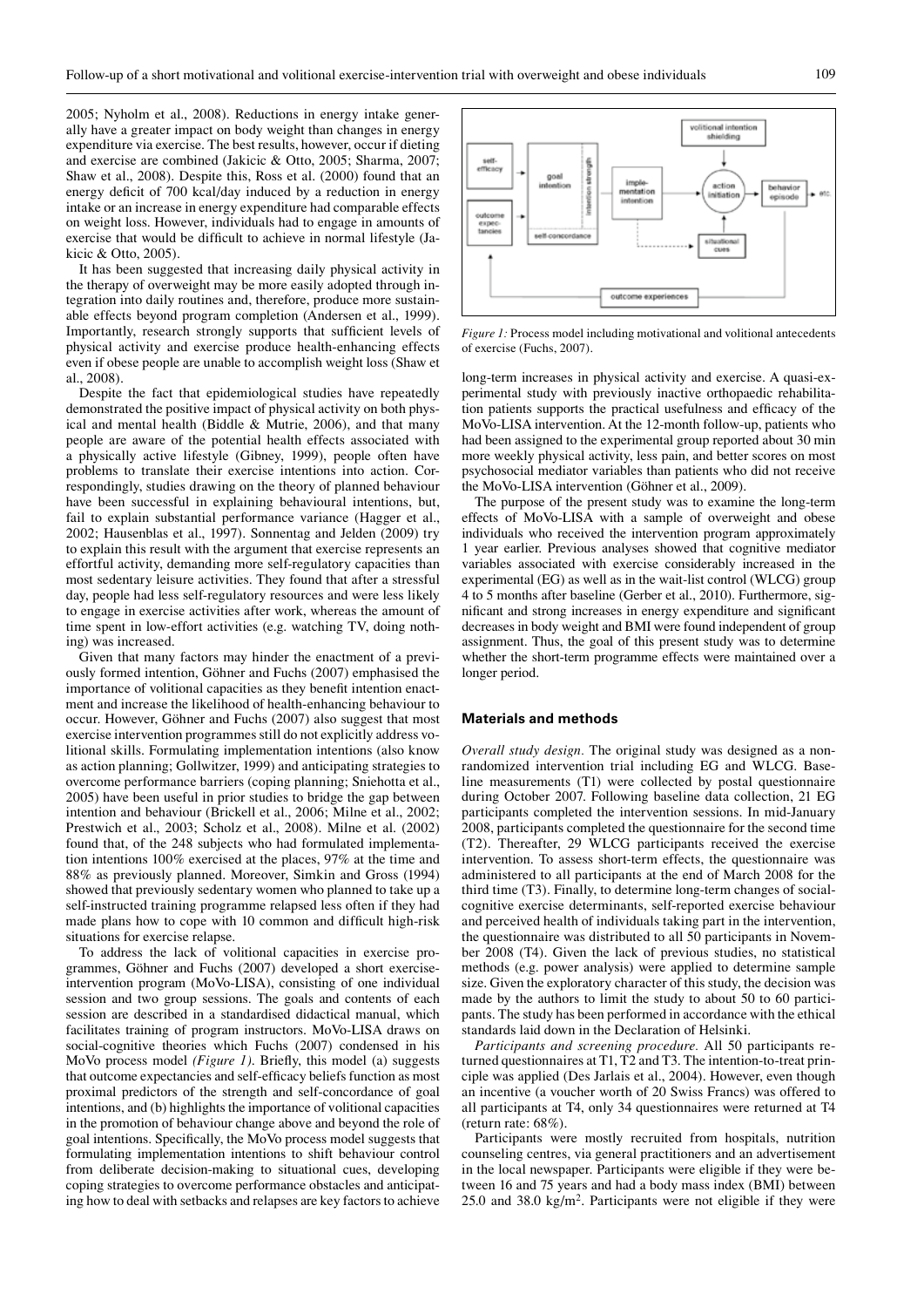2005; Nyholm et al., 2008). Reductions in energy intake generally have a greater impact on body weight than changes in energy expenditure via exercise. The best results, however, occur if dieting and exercise are combined (Jakicic & Otto, 2005; Sharma, 2007; Shaw et al., 2008). Despite this, Ross et al. (2000) found that an energy deficit of 700 kcal/day induced by a reduction in energy intake or an increase in energy expenditure had comparable effects on weight loss. However, individuals had to engage in amounts of exercise that would be difficult to achieve in normal lifestyle (Jakicic & Otto, 2005).

It has been suggested that increasing daily physical activity in the therapy of overweight may be more easily adopted through integration into daily routines and, therefore, produce more sustainable effects beyond program completion (Andersen et al., 1999). Importantly, research strongly supports that sufficient levels of physical activity and exercise produce health-enhancing effects even if obese people are unable to accomplish weight loss (Shaw et al., 2008).

Despite the fact that epidemiological studies have repeatedly demonstrated the positive impact of physical activity on both physical and mental health (Biddle & Mutrie, 2006), and that many people are aware of the potential health effects associated with a physically active lifestyle (Gibney, 1999), people often have problems to translate their exercise intentions into action. Correspondingly, studies drawing on the theory of planned behaviour have been successful in explaining behavioural intentions, but, fail to explain substantial performance variance (Hagger et al., 2002; Hausenblas et al., 1997). Sonnentag and Jelden (2009) try to explain this result with the argument that exercise represents an effortful activity, demanding more self-regulatory capacities than most sedentary leisure activities. They found that after a stressful day, people had less self-regulatory resources and were less likely to engage in exercise activities after work, whereas the amount of time spent in low-effort activities (e.g. watching TV, doing nothing) was increased.

Given that many factors may hinder the enactment of a previously formed intention, Göhner and Fuchs (2007) emphasised the importance of volitional capacities as they benefit intention enactment and increase the likelihood of health-enhancing behaviour to occur. However, Göhner and Fuchs (2007) also suggest that most exercise intervention programmes still do not explicitly address volitional skills. Formulating implementation intentions (also know as action planning; Gollwitzer, 1999) and anticipating strategies to overcome performance barriers (coping planning; Sniehotta et al., 2005) have been useful in prior studies to bridge the gap between intention and behaviour (Brickell et al., 2006; Milne et al., 2002; Prestwich et al., 2003; Scholz et al., 2008). Milne et al. (2002) found that, of the 248 subjects who had formulated implementation intentions 100% exercised at the places, 97% at the time and 88% as previously planned. Moreover, Simkin and Gross (1994) showed that previously sedentary women who planned to take up a self-instructed training programme relapsed less often if they had made plans how to cope with 10 common and difficult high-risk situations for exercise relapse.

To address the lack of volitional capacities in exercise programmes, Göhner and Fuchs (2007) developed a short exercise-intervention program (MoVo-LISA), consisting of one individual session and two group sessions. The goals and contents of each session are described in a standardised didactical manual, which facilitates training of program instructors. MoVo-LISA draws on social-cognitive theories which Fuchs (2007) condensed in his MoVo process model *(Figure 1)*. Briefly, this model (a) suggests that outcome expectancies and self-efficacy beliefs function as most proximal predictors of the strength and self-concordance of goal intentions, and (b) highlights the importance of volitional capacities in the promotion of behaviour change above and beyond the role of goal intentions. Specifically, the MoVo process model suggests that formulating implementation intentions to shift behaviour control from deliberate decision-making to situational cues, developing coping strategies to overcome performance obstacles and anticipating how to deal with setbacks and relapses are key factors to achieve long-term increases in physical activity and exercise. A quasi-experimental study with previously inactive orthopaedic rehabilitation patients supports the practical usefulness and efficacy of the MoVo-LISA intervention. At the 12-month follow-up, patients who had been assigned to the experimental group reported about 30 min more weekly physical activity, less pain, and better scores on most psychosocial mediator variables than patients who did not receive the MoVo-LISA intervention (Göhner et al., 2009).

*Figure 1:* Process model including motivational and volitional antecedents of exercise (Fuchs, 2007).

The purpose of the present study was to examine the long-term effects of MoVo-LISA with a sample of overweight and obese individuals who received the intervention program approximately 1 year earlier. Previous analyses showed that cognitive mediator variables associated with exercise considerably increased in the experimental (EG) as well as in the wait-list control (WLCG) group 4 to 5 months after baseline (Gerber et al., 2010). Furthermore, significant and strong increases in energy expenditure and significant decreases in body weight and BMI were found independent of group assignment. Thus, the goal of this present study was to determine whether the short-term programme effects were maintained over a longer period.

## Materials and methods

*Overall study design.* The original study was designed as a non-randomized intervention trial including EG and WLCG. Baseline measurements (T1) were collected by postal questionnaire during October 2007. Following baseline data collection, 21 EG participants completed the intervention sessions. In mid-January 2008, participants completed the questionnaire for the second time (T2). Thereafter, 29 WLCG participants received the exercise intervention. To assess short-term effects, the questionnaire was administered to all participants at the end of March 2008 for the third time (T3). Finally, to determine long-term changes of social-cognitive exercise determinants, self-reported exercise behaviour and perceived health of individuals taking part in the intervention, the questionnaire was distributed to all 50 participants in November 2008 (T4). Given the lack of previous studies, no statistical methods (e.g. power analysis) were applied to determine sample size. Given the exploratory character of this study, the decision was made by the authors to limit the study to about 50 to 60 participants. The study has been performed in accordance with the ethical standards laid down in the Declaration of Helsinki.

*Participants and screening procedure.* All 50 participants returned questionnaires at T1, T2 and T3. The intention-to-treat principle was applied (Des Jarlais et al., 2004). However, even though an incentive (a voucher worth of 20 Swiss Francs) was offered to all participants at T4, only 34 questionnaires were returned at T4 (return rate: 68%).

Participants were mostly recruited from hospitals, nutrition counseling centres, via general practitioners and an advertisement in the local newspaper. Participants were eligible if they were between 16 and 75 years and had a body mass index (BMI) between 25.0 and 38.0 kg/m$^2$. Participants were not eligible if they were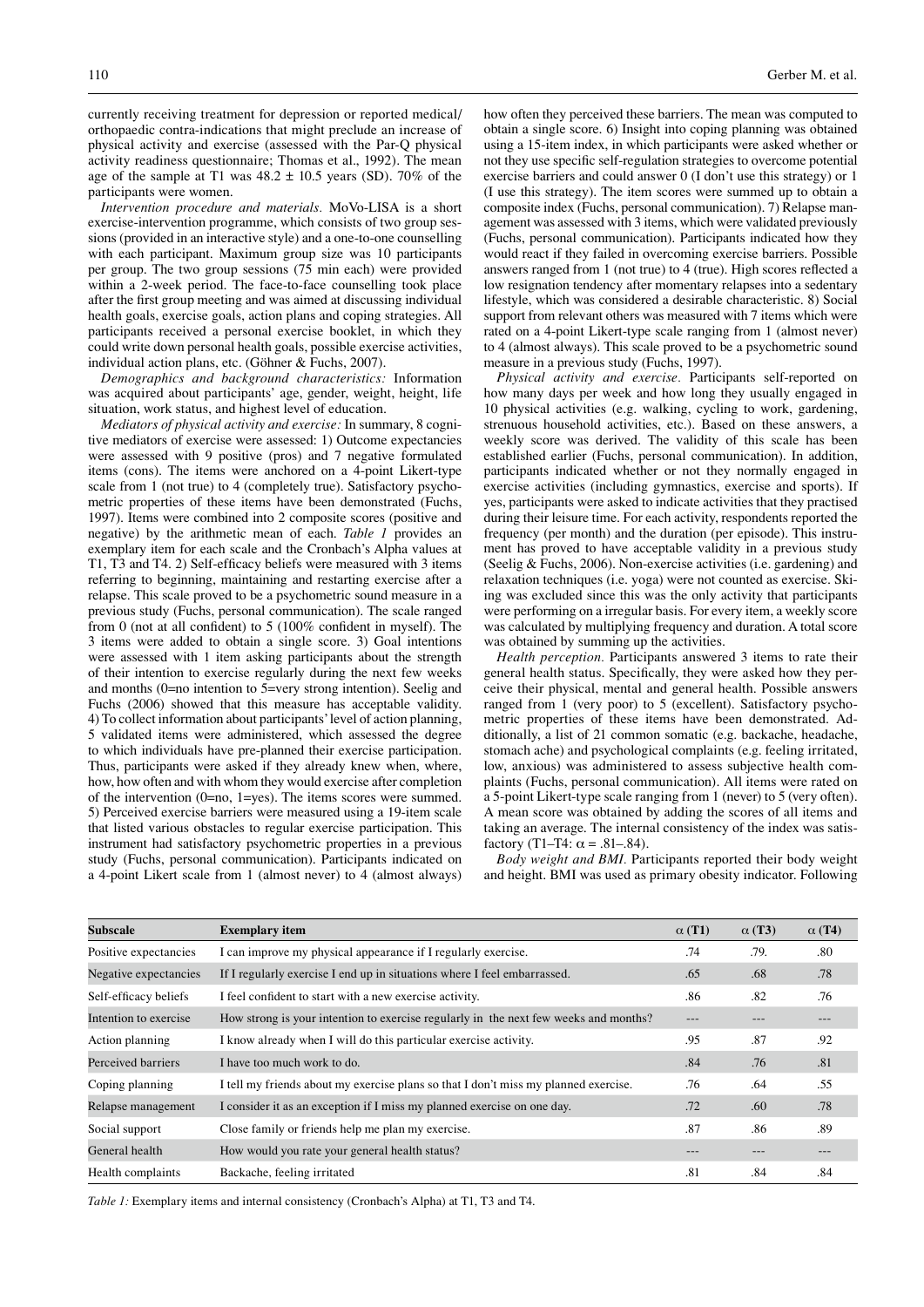currently receiving treatment for depression or reported medical/orthopaedic contra-indications that might preclude an increase of physical activity and exercise (assessed with the Par-Q physical activity readiness questionnaire; Thomas et al., 1992). The mean age of the sample at T1 was 48.2 ± 10.5 years (SD). 70% of the participants were women.

*Intervention procedure and materials.* MoVo-LISA is a short exercise-intervention programme, which consists of two group sessions (provided in an interactive style) and a one-to-one counselling with each participant. Maximum group size was 10 participants per group. The two group sessions (75 min each) were provided within a 2-week period. The face-to-face counselling took place after the first group meeting and was aimed at discussing individual health goals, exercise goals, action plans and coping strategies. All participants received a personal exercise booklet, in which they could write down personal health goals, possible exercise activities, individual action plans, etc. (Göhner & Fuchs, 2007).

*Demographics and background characteristics:* Information was acquired about participants' age, gender, weight, height, life situation, work status, and highest level of education.

*Mediators of physical activity and exercise:* In summary, 8 cognitive mediators of exercise were assessed: 1) Outcome expectancies were assessed with 9 positive (pros) and 7 negative formulated items (cons). The items were anchored on a 4-point Likert-type scale from 1 (not true) to 4 (completely true). Satisfactory psychometric properties of these items have been demonstrated (Fuchs, 1997). Items were combined into 2 composite scores (positive and negative) by the arithmetic mean of each. *Table 1* provides an exemplary item for each scale and the Cronbach's Alpha values at T1, T3 and T4. 2) Self-efficacy beliefs were measured with 3 items referring to beginning, maintaining and restarting exercise after a relapse. This scale proved to be a psychometric sound measure in a previous study (Fuchs, personal communication). The scale ranged from 0 (not at all confident) to 5 (100% confident in myself). The 3 items were added to obtain a single score. 3) Goal intentions were assessed with 1 item asking participants about the strength of their intention to exercise regularly during the next few weeks and months (0=no intention to 5=very strong intention). Seelig and Fuchs (2006) showed that this measure has acceptable validity. 4) To collect information about participants' level of action planning, 5 validated items were administered, which assessed the degree to which individuals have pre-planned their exercise participation. Thus, participants were asked if they already knew when, where, how, how often and with whom they would exercise after completion of the intervention (0=no, 1=yes). The items scores were summed. 5) Perceived exercise barriers were measured using a 19-item scale that listed various obstacles to regular exercise participation. This instrument had satisfactory psychometric properties in a previous study (Fuchs, personal communication). Participants indicated on a 4-point Likert scale from 1 (almost never) to 4 (almost always) how often they perceived these barriers. The mean was computed to obtain a single score. 6) Insight into coping planning was obtained using a 15-item index, in which participants were asked whether or not they use specific self-regulation strategies to overcome potential exercise barriers and could answer 0 (I don't use this strategy) or 1 (I use this strategy). The item scores were summed up to obtain a composite index (Fuchs, personal communication). 7) Relapse management was assessed with 3 items, which were validated previously (Fuchs, personal communication). Participants indicated how they would react if they failed in overcoming exercise barriers. Possible answers ranged from 1 (not true) to 4 (true). High scores reflected a low resignation tendency after momentary relapses into a sedentary lifestyle, which was considered a desirable characteristic. 8) Social support from relevant others was measured with 7 items which were rated on a 4-point Likert-type scale ranging from 1 (almost never) to 4 (almost always). This scale proved to be a psychometric sound measure in a previous study (Fuchs, 1997).

*Physical activity and exercise.* Participants self-reported on how many days per week and how long they usually engaged in 10 physical activities (e.g. walking, cycling to work, gardening, strenuous household activities, etc.). Based on these answers, a weekly score was derived. The validity of this scale has been established earlier (Fuchs, personal communication). In addition, participants indicated whether or not they normally engaged in exercise activities (including gymnastics, exercise and sports). If yes, participants were asked to indicate activities that they practised during their leisure time. For each activity, respondents reported the frequency (per month) and the duration (per episode). This instrument has proved to have acceptable validity in a previous study (Seelig & Fuchs, 2006). Non-exercise activities (i.e. gardening) and relaxation techniques (i.e. yoga) were not counted as exercise. Skiing was excluded since this was the only activity that participants were performing on a irregular basis. For every item, a weekly score was calculated by multiplying frequency and duration. A total score was obtained by summing up the activities.

*Health perception.* Participants answered 3 items to rate their general health status. Specifically, they were asked how they perceive their physical, mental and general health. Possible answers ranged from 1 (very poor) to 5 (excellent). Satisfactory psychometric properties of these items have been demonstrated. Additionally, a list of 21 common somatic (e.g. backache, headache, stomach ache) and psychological complaints (e.g. feeling irritated, low, anxious) was administered to assess subjective health complaints (Fuchs, personal communication). All items were rated on a 5-point Likert-type scale ranging from 1 (never) to 5 (very often). A mean score was obtained by adding the scores of all items and taking an average. The internal consistency of the index was satisfactory (T1–T4: $\alpha$ = .81–.84).

*Body weight and BMI.* Participants reported their body weight and height. BMI was used as primary obesity indicator. Following

| Subscale | Exemplary item | $\alpha$ (T1) | $\alpha$ (T3) | $\alpha$ (T4) |
|---|---|---|---|---|
| Positive expectancies | I can improve my physical appearance if I regularly exercise. | .74 | .79. | .80 |
| Negative expectancies | If I regularly exercise I end up in situations where I feel embarrassed. | .65 | .68 | .78 |
| Self-efficacy beliefs | I feel confident to start with a new exercise activity. | .86 | .82 | .76 |
| Intention to exercise | How strong is your intention to exercise regularly in the next few weeks and months? | --- | --- | --- |
| Action planning | I know already when I will do this particular exercise activity. | .95 | .87 | .92 |
| Perceived barriers | I have too much work to do. | .84 | .76 | .81 |
| Coping planning | I tell my friends about my exercise plans so that I don't miss my planned exercise. | .76 | .64 | .55 |
| Relapse management | I consider it as an exception if I miss my planned exercise on one day. | .72 | .60 | .78 |
| Social support | Close family or friends help me plan my exercise. | .87 | .86 | .89 |
| General health | How would you rate your general health status? | --- | --- | --- |
| Health complaints | Backache, feeling irritated | .81 | .84 | .84 |

*Table 1:* Exemplary items and internal consistency (Cronbach's Alpha) at T1, T3 and T4.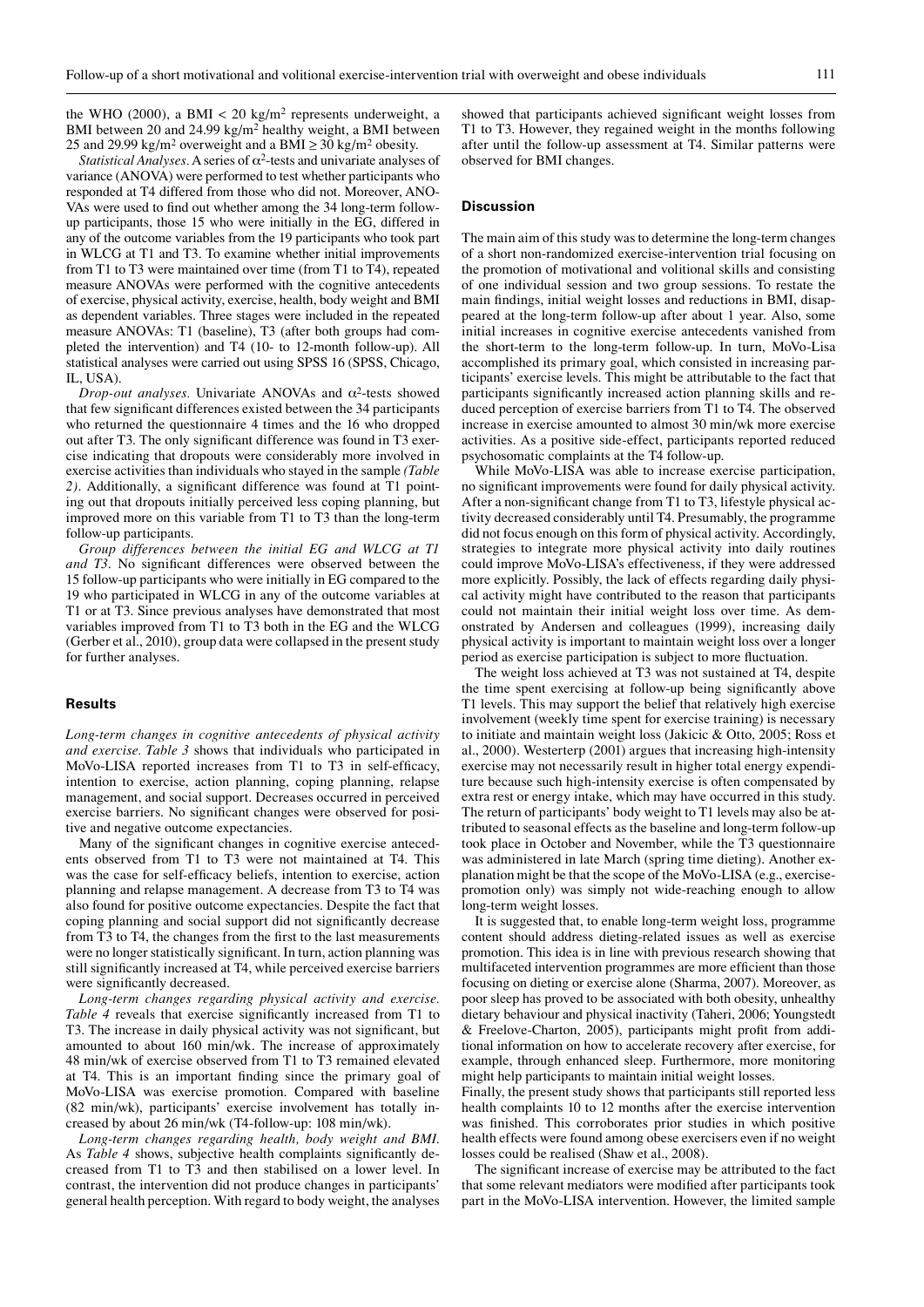the WHO (2000), a BMI < 20 kg/m$^2$ represents underweight, a BMI between 20 and 24.99 kg/m$^2$ healthy weight, a BMI between 25 and 29.99 kg/m$^2$ overweight and a BMI ≥ 30 kg/m$^2$ obesity.

*Statistical Analyses.* A series of $\alpha^2$-tests and univariate analyses of variance (ANOVA) were performed to test whether participants who responded at T4 differed from those who did not. Moreover, ANOVAs were used to find out whether among the 34 long-term follow-up participants, those 15 who were initially in the EG, differed in any of the outcome variables from the 19 participants who took part in WLCG at T1 and T3. To examine whether initial improvements from T1 to T3 were maintained over time (from T1 to T4), repeated measure ANOVAs were performed with the cognitive antecedents of exercise, physical activity, exercise, health, body weight and BMI as dependent variables. Three stages were included in the repeated measure ANOVAs: T1 (baseline), T3 (after both groups had completed the intervention) and T4 (10- to 12-month follow-up). All statistical analyses were carried out using SPSS 16 (SPSS, Chicago, IL, USA).

*Drop-out analyses.* Univariate ANOVAs and $\alpha^2$-tests showed that few significant differences existed between the 34 participants who returned the questionnaire 4 times and the 16 who dropped out after T3. The only significant difference was found in T3 exercise indicating that dropouts were considerably more involved in exercise activities than individuals who stayed in the sample *(Table 2)*. Additionally, a significant difference was found at T1 pointing out that dropouts initially perceived less coping planning, but improved more on this variable from T1 to T3 than the long-term follow-up participants.

*Group differences between the initial EG and WLCG at T1 and T3.* No significant differences were observed between the 15 follow-up participants who were initially in EG compared to the 19 who participated in WLCG in any of the outcome variables at T1 or at T3. Since previous analyses have demonstrated that most variables improved from T1 to T3 both in the EG and the WLCG (Gerber et al., 2010), group data were collapsed in the present study for further analyses.

## Results

*Long-term changes in cognitive antecedents of physical activity and exercise. Table 3* shows that individuals who participated in MoVo-LISA reported increases from T1 to T3 in self-efficacy, intention to exercise, action planning, coping planning, relapse management, and social support. Decreases occurred in perceived exercise barriers. No significant changes were observed for positive and negative outcome expectancies.

Many of the significant changes in cognitive exercise antecedents observed from T1 to T3 were not maintained at T4. This was the case for self-efficacy beliefs, intention to exercise, action planning and relapse management. A decrease from T3 to T4 was also found for positive outcome expectancies. Despite the fact that coping planning and social support did not significantly decrease from T3 to T4, the changes from the first to the last measurements were no longer statistically significant. In turn, action planning was still significantly increased at T4, while perceived exercise barriers were significantly decreased.

*Long-term changes regarding physical activity and exercise. Table 4* reveals that exercise significantly increased from T1 to T3. The increase in daily physical activity was not significant, but amounted to about 160 min/wk. The increase of approximately 48 min/wk of exercise observed from T1 to T3 remained elevated at T4. This is an important finding since the primary goal of MoVo-LISA was exercise promotion. Compared with baseline (82 min/wk), participants' exercise involvement has totally increased by about 26 min/wk (T4-follow-up: 108 min/wk).

*Long-term changes regarding health, body weight and BMI.* As *Table 4* shows, subjective health complaints significantly decreased from T1 to T3 and then stabilised on a lower level. In contrast, the intervention did not produce changes in participants' general health perception. With regard to body weight, the analyses showed that participants achieved significant weight losses from T1 to T3. However, they regained weight in the months following after until the follow-up assessment at T4. Similar patterns were observed for BMI changes.

## Discussion

The main aim of this study was to determine the long-term changes of a short non-randomized exercise-intervention trial focusing on the promotion of motivational and volitional skills and consisting of one individual session and two group sessions. To restate the main findings, initial weight losses and reductions in BMI, disappeared at the long-term follow-up after about 1 year. Also, some initial increases in cognitive exercise antecedents vanished from the short-term to the long-term follow-up. In turn, MoVo-Lisa accomplished its primary goal, which consisted in increasing participants' exercise levels. This might be attributable to the fact that participants significantly increased action planning skills and reduced perception of exercise barriers from T1 to T4. The observed increase in exercise amounted to almost 30 min/wk more exercise activities. As a positive side-effect, participants reported reduced psychosomatic complaints at the T4 follow-up.

While MoVo-LISA was able to increase exercise participation, no significant improvements were found for daily physical activity. After a non-significant change from T1 to T3, lifestyle physical activity decreased considerably until T4. Presumably, the programme did not focus enough on this form of physical activity. Accordingly, strategies to integrate more physical activity into daily routines could improve MoVo-LISA's effectiveness, if they were addressed more explicitly. Possibly, the lack of effects regarding daily physical activity might have contributed to the reason that participants could not maintain their initial weight loss over time. As demonstrated by Andersen and colleagues (1999), increasing daily physical activity is important to maintain weight loss over a longer period as exercise participation is subject to more fluctuation.

The weight loss achieved at T3 was not sustained at T4, despite the time spent exercising at follow-up being significantly above T1 levels. This may support the belief that relatively high exercise involvement (weekly time spent for exercise training) is necessary to initiate and maintain weight loss (Jakicic & Otto, 2005; Ross et al., 2000). Westerterp (2001) argues that increasing high-intensity exercise may not necessarily result in higher total energy expenditure because such high-intensity exercise is often compensated by extra rest or energy intake, which may have occurred in this study. The return of participants' body weight to T1 levels may also be attributed to seasonal effects as the baseline and long-term follow-up took place in October and November, while the T3 questionnaire was administered in late March (spring time dieting). Another explanation might be that the scope of the MoVo-LISA (e.g., exercise-promotion only) was simply not wide-reaching enough to allow long-term weight losses.

It is suggested that, to enable long-term weight loss, programme content should address dieting-related issues as well as exercise promotion. This idea is in line with previous research showing that multifaceted intervention programmes are more efficient than those focusing on dieting or exercise alone (Sharma, 2007). Moreover, as poor sleep has proved to be associated with both obesity, unhealthy dietary behaviour and physical inactivity (Taheri, 2006; Youngstedt & Freelove-Charton, 2005), participants might profit from additional information on how to accelerate recovery after exercise, for example, through enhanced sleep. Furthermore, more monitoring might help participants to maintain initial weight losses.

Finally, the present study shows that participants still reported less health complaints 10 to 12 months after the exercise intervention was finished. This corroborates prior studies in which positive health effects were found among obese exercisers even if no weight losses could be realised (Shaw et al., 2008).

The significant increase of exercise may be attributed to the fact that some relevant mediators were modified after participants took part in the MoVo-LISA intervention. However, the limited sample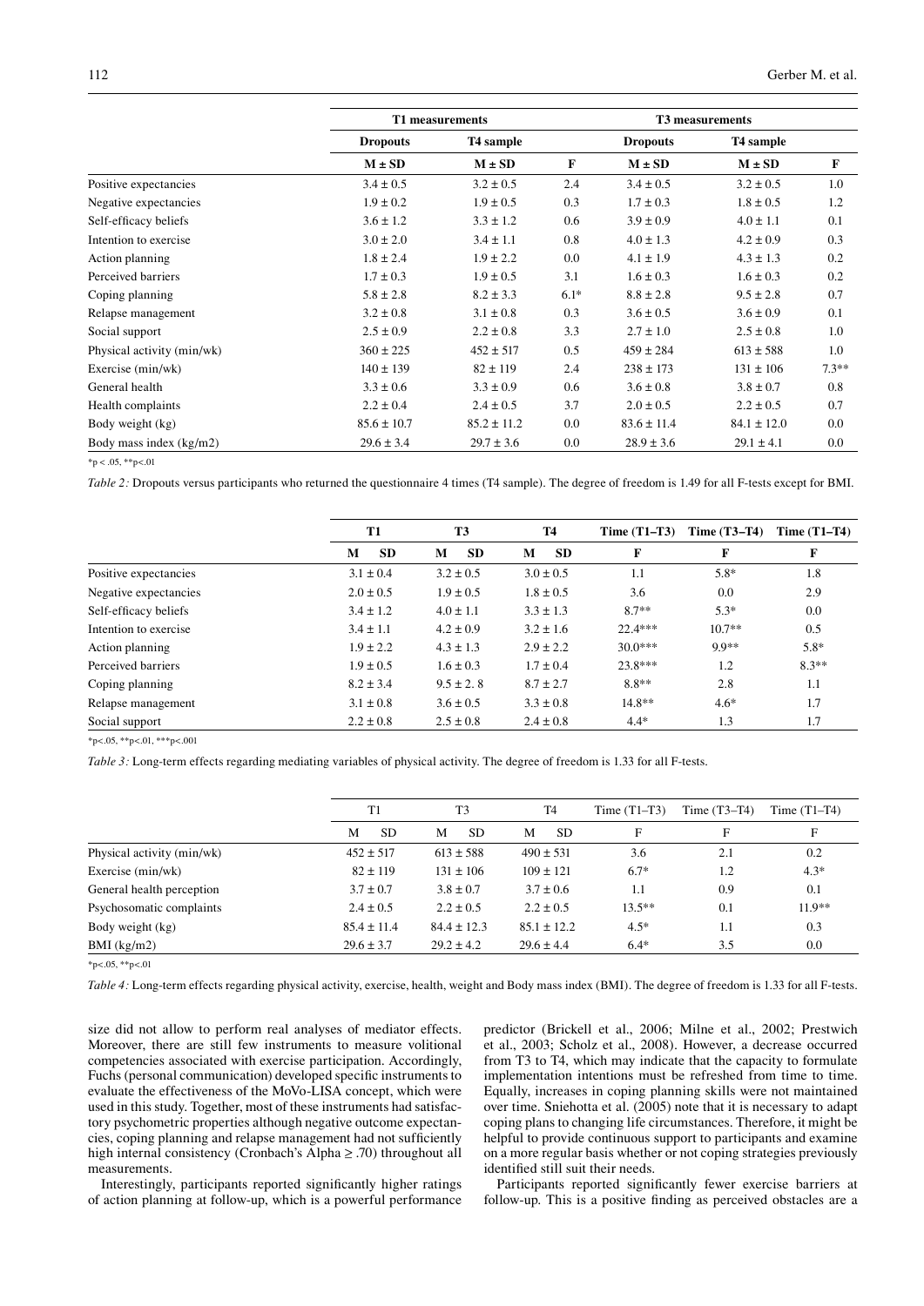| | T1 measurements | | | T3 measurements | | |
|---|---|---|---|---|---|---|
| | Dropouts | T4 sample | | Dropouts | T4 sample | |
| | M ± SD | M ± SD | F | M ± SD | M ± SD | F |
| Positive expectancies | 3.4 ± 0.5 | 3.2 ± 0.5 | 2.4 | 3.4 ± 0.5 | 3.2 ± 0.5 | 1.0 |
| Negative expectancies | 1.9 ± 0.2 | 1.9 ± 0.5 | 0.3 | 1.7 ± 0.3 | 1.8 ± 0.5 | 1.2 |
| Self-efficacy beliefs | 3.6 ± 1.2 | 3.3 ± 1.2 | 0.6 | 3.9 ± 0.9 | 4.0 ± 1.1 | 0.1 |
| Intention to exercise | 3.0 ± 2.0 | 3.4 ± 1.1 | 0.8 | 4.0 ± 1.3 | 4.2 ± 0.9 | 0.3 |
| Action planning | 1.8 ± 2.4 | 1.9 ± 2.2 | 0.0 | 4.1 ± 1.9 | 4.3 ± 1.3 | 0.2 |
| Perceived barriers | 1.7 ± 0.3 | 1.9 ± 0.5 | 3.1 | 1.6 ± 0.3 | 1.6 ± 0.3 | 0.2 |
| Coping planning | 5.8 ± 2.8 | 8.2 ± 3.3 | 6.1* | 8.8 ± 2.8 | 9.5 ± 2.8 | 0.7 |
| Relapse management | 3.2 ± 0.8 | 3.1 ± 0.8 | 0.3 | 3.6 ± 0.5 | 3.6 ± 0.9 | 0.1 |
| Social support | 2.5 ± 0.9 | 2.2 ± 0.8 | 3.3 | 2.7 ± 1.0 | 2.5 ± 0.8 | 1.0 |
| Physical activity (min/wk) | 360 ± 225 | 452 ± 517 | 0.5 | 459 ± 284 | 613 ± 588 | 1.0 |
| Exercise (min/wk) | 140 ± 139 | 82 ± 119 | 2.4 | 238 ± 173 | 131 ± 106 | 7.3** |
| General health | 3.3 ± 0.6 | 3.3 ± 0.9 | 0.6 | 3.6 ± 0.8 | 3.8 ± 0.7 | 0.8 |
| Health complaints | 2.2 ± 0.4 | 2.4 ± 0.5 | 3.7 | 2.0 ± 0.5 | 2.2 ± 0.5 | 0.7 |
| Body weight (kg) | 85.6 ± 10.7 | 85.2 ± 11.2 | 0.0 | 83.6 ± 11.4 | 84.1 ± 12.0 | 0.0 |
| Body mass index (kg/m2) | 29.6 ± 3.4 | 29.7 ± 3.6 | 0.0 | 28.9 ± 3.6 | 29.1 ± 4.1 | 0.0 |

*p < .05, **p<.01

*Table 2:* Dropouts versus participants who returned the questionnaire 4 times (T4 sample). The degree of freedom is 1.49 for all F-tests except for BMI.

| | T1 | T3 | T4 | Time (T1–T3) | Time (T3–T4) | Time (T1–T4) |
|---|---|---|---|---|---|---|
| | M SD | M SD | M SD | F | F | F |
| Positive expectancies | 3.1 ± 0.4 | 3.2 ± 0.5 | 3.0 ± 0.5 | 1.1 | 5.8* | 1.8 |
| Negative expectancies | 2.0 ± 0.5 | 1.9 ± 0.5 | 1.8 ± 0.5 | 3.6 | 0.0 | 2.9 |
| Self-efficacy beliefs | 3.4 ± 1.2 | 4.0 ± 1.1 | 3.3 ± 1.3 | 8.7** | 5.3* | 0.0 |
| Intention to exercise | 3.4 ± 1.1 | 4.2 ± 0.9 | 3.2 ± 1.6 | 22.4*** | 10.7** | 0.5 |
| Action planning | 1.9 ± 2.2 | 4.3 ± 1.3 | 2.9 ± 2.2 | 30.0*** | 9.9** | 5.8* |
| Perceived barriers | 1.9 ± 0.5 | 1.6 ± 0.3 | 1.7 ± 0.4 | 23.8*** | 1.2 | 8.3** |
| Coping planning | 8.2 ± 3.4 | 9.5 ± 2. 8 | 8.7 ± 2.7 | 8.8** | 2.8 | 1.1 |
| Relapse management | 3.1 ± 0.8 | 3.6 ± 0.5 | 3.3 ± 0.8 | 14.8** | 4.6* | 1.7 |
| Social support | 2.2 ± 0.8 | 2.5 ± 0.8 | 2.4 ± 0.8 | 4.4* | 1.3 | 1.7 |

*p<.05, **p<.01, ***p<.001

*Table 3:* Long-term effects regarding mediating variables of physical activity. The degree of freedom is 1.33 for all F-tests.

| | T1 | T3 | T4 | Time (T1–T3) | Time (T3–T4) | Time (T1–T4) |
|---|---|---|---|---|---|---|
| | M SD | M SD | M SD | F | F | F |
| Physical activity (min/wk) | 452 ± 517 | 613 ± 588 | 490 ± 531 | 3.6 | 2.1 | 0.2 |
| Exercise (min/wk) | 82 ± 119 | 131 ± 106 | 109 ± 121 | 6.7* | 1.2 | 4.3* |
| General health perception | 3.7 ± 0.7 | 3.8 ± 0.7 | 3.7 ± 0.6 | 1.1 | 0.9 | 0.1 |
| Psychosomatic complaints | 2.4 ± 0.5 | 2.2 ± 0.5 | 2.2 ± 0.5 | 13.5** | 0.1 | 11.9** |
| Body weight (kg) | 85.4 ± 11.4 | 84.4 ± 12.3 | 85.1 ± 12.2 | 4.5* | 1.1 | 0.3 |
| BMI (kg/m2) | 29.6 ± 3.7 | 29.2 ± 4.2 | 29.6 ± 4.4 | 6.4* | 3.5 | 0.0 |

*p<.05, **p<.01

*Table 4:* Long-term effects regarding physical activity, exercise, health, weight and Body mass index (BMI). The degree of freedom is 1.33 for all F-tests.

size did not allow to perform real analyses of mediator effects. Moreover, there are still few instruments to measure volitional competencies associated with exercise participation. Accordingly, Fuchs (personal communication) developed specific instruments to evaluate the effectiveness of the MoVo-LISA concept, which were used in this study. Together, most of these instruments had satisfactory psychometric properties although negative outcome expectancies, coping planning and relapse management had not sufficiently high internal consistency (Cronbach's Alpha ≥ .70) throughout all measurements.

Interestingly, participants reported significantly higher ratings of action planning at follow-up, which is a powerful performance predictor (Brickell et al., 2006; Milne et al., 2002; Prestwich et al., 2003; Scholz et al., 2008). However, a decrease occurred from T3 to T4, which may indicate that the capacity to formulate implementation intentions must be refreshed from time to time. Equally, increases in coping planning skills were not maintained over time. Sniehotta et al. (2005) note that it is necessary to adapt coping plans to changing life circumstances. Therefore, it might be helpful to provide continuous support to participants and examine on a more regular basis whether or not coping strategies previously identified still suit their needs.

Participants reported significantly fewer exercise barriers at follow-up. This is a positive finding as perceived obstacles are a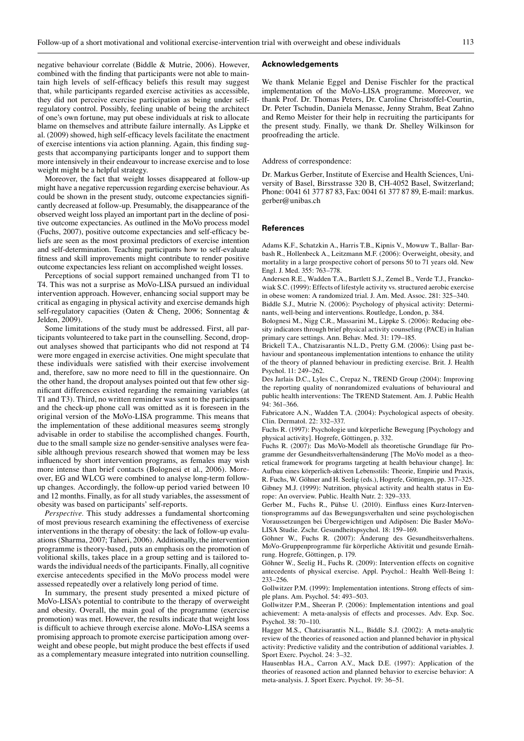negative behaviour correlate (Biddle & Mutrie, 2006). However, combined with the finding that participants were not able to maintain high levels of self-efficacy beliefs this result may suggest that, while participants regarded exercise activities as accessible, they did not perceive exercise participation as being under self-regulatory control. Possibly, feeling unable of being the architect of one's own fortune, may put obese individuals at risk to allocate blame on themselves and attribute failure internally. As Lippke et al. (2009) showed, high self-efficacy levels facilitate the enactment of exercise intentions via action planning. Again, this finding suggests that accompanying participants longer and to support them more intensively in their endeavour to increase exercise and to lose weight might be a helpful strategy.

Moreover, the fact that weight losses disappeared at follow-up might have a negative repercussion regarding exercise behaviour. As could be shown in the present study, outcome expectancies significantly decreased at follow-up. Presumably, the disappearance of the observed weight loss played an important part in the decline of positive outcome expectancies. As outlined in the MoVo process model (Fuchs, 2007), positive outcome expectancies and self-efficacy beliefs are seen as the most proximal predictors of exercise intention and self-determination. Teaching participants how to self-evaluate fitness and skill improvements might contribute to render positive outcome expectancies less reliant on accomplished weight losses.

Perceptions of social support remained unchanged from T1 to T4. This was not a surprise as MoVo-LISA pursued an individual intervention approach. However, enhancing social support may be critical as engaging in physical activity and exercise demands high self-regulatory capacities (Oaten & Cheng, 2006; Sonnentag & Jelden, 2009).

Some limitations of the study must be addressed. First, all participants volunteered to take part in the counselling. Second, dropout analyses showed that participants who did not respond at T4 were more engaged in exercise activities. One might speculate that these individuals were satisfied with their exercise involvement and, therefore, saw no more need to fill in the questionnaire. On the other hand, the dropout analyses pointed out that few other significant differences existed regarding the remaining variables (at T1 and T3). Third, no written reminder was sent to the participants and the check-up phone call was omitted as it is foreseen in the original version of the MoVo-LISA programme. This means that the implementation of these additional measures seems strongly advisable in order to stabilise the accomplished changes. Fourth, due to the small sample size no gender-sensitive analyses were feasible although previous research showed that women may be less influenced by short intervention programs, as females may wish more intense than brief contacts (Bolognesi et al., 2006). Moreover, EG and WLCG were combined to analyse long-term follow-up changes. Accordingly, the follow-up period varied between 10 and 12 months. Finally, as for all study variables, the assessment of obesity was based on participants' self-reports.

*Perspective.* This study addresses a fundamental shortcoming of most previous research examining the effectiveness of exercise interventions in the therapy of obesity: the lack of follow-up evaluations (Sharma, 2007; Taheri, 2006). Additionally, the intervention programme is theory-based, puts an emphasis on the promotion of volitional skills, takes place in a group setting and is tailored towards the individual needs of the participants. Finally, all cognitive exercise antecedents specified in the MoVo process model were assessed repeatedly over a relatively long period of time.

In summary, the present study presented a mixed picture of MoVo-LISA's potential to contribute to the therapy of overweight and obesity. Overall, the main goal of the programme (exercise promotion) was met. However, the results indicate that weight loss is difficult to achieve through exercise alone. MoVo-LISA seems a promising approach to promote exercise participation among overweight and obese people, but might produce the best effects if used as a complementary measure integrated into nutrition counselling.

## Acknowledgements

We thank Melanie Eggel and Denise Fischler for the practical implementation of the MoVo-LISA programme. Moreover, we thank Prof. Dr. Thomas Peters, Dr. Caroline Christoffel-Courtin, Dr. Peter Tschudin, Daniela Menasse, Jenny Strahm, Beat Zahno and Remo Meister for their help in recruiting the participants for the present study. Finally, we thank Dr. Shelley Wilkinson for proofreading the article.

Address of correspondence:

Dr. Markus Gerber, Institute of Exercise and Health Sciences, University of Basel, Birsstrasse 320 B, CH-4052 Basel, Switzerland; Phone: 0041 61 377 87 83, Fax: 0041 61 377 87 89, E-mail: markus.gerber@unibas.ch

## References

Adams K.F., Schatzkin A., Harris T.B., Kipnis V., Mowuw T., Ballar- Barbash R., Hollenbeck A., Leitzmann M.F. (2006): Overweight, obesity, and mortality in a large prospective cohort of persons 50 to 71 years old. New Engl. J. Med. 355: 763–778.

Andersen R.E., Wadden T.A., Bartlett S.J., Zemel B., Verde T.J., Franckowiak S.C. (1999): Effects of lifestyle activity vs. structured aerobic exercise in obese women: A randomized trial. J. Am. Med. Assoc. 281: 325–340.

Biddle S.J., Mutrie N. (2006): Psychology of physical activity: Determinants, well-being and interventions. Routledge, London, p. 384.

Bolognesi M., Nigg C.R., Massarini M., Lippke S. (2006): Reducing obesity indicators through brief physical activity counseling (PACE) in Italian primary care settings. Ann. Behav. Med. 31: 179–185.

Brickell T.A., Chatzisarantis N.L.D., Pretty G.M. (2006): Using past behaviour and spontaneous implementation intentions to enhance the utility of the theory of planned behaviour in predicting exercise. Brit. J. Health Psychol. 11: 249–262.

Des Jarlais D.C., Lyles C., Crepaz N., TREND Group (2004): Improving the reporting quality of nonrandomized evaluations of behavioural and public health interventions: The TREND Statement. Am. J. Public Health 94: 361–366.

Fabricatore A.N., Wadden T.A. (2004): Psychological aspects of obesity. Clin. Dermatol. 22: 332–337.

Fuchs R. (1997): Psychologie und körperliche Bewegung [Psychology and physical activity]. Hogrefe, Göttingen, p. 332.

Fuchs R. (2007): Das MoVo-Modell als theoretische Grundlage für Programme der Gesundheitsverhaltensänderung [The MoVo model as a theoretical framework for programs targeting at health behaviour change]. In: Aufbau eines körperlich-aktiven Lebensstils: Theorie, Empirie und Praxis, R. Fuchs, W. Göhner and H. Seelig (eds.), Hogrefe, Göttingen, pp. 317–325.

Gibney M.J. (1999): Nutrition, physical activity and health status in Europe: An overview. Public. Health Nutr. 2: 329–333.

Gerber M., Fuchs R., Pühse U. (2010). Einfluss eines Kurz-Interventionsprogramms auf das Bewegungsverhalten und seine psychologischen Voraussetzungen bei Übergewichtigen und Adipösen: Die Basler MoVo-LISA Studie. Zschr. Gesundheitspsychol. 18: 159–169.

Göhner W., Fuchs R. (2007): Änderung des Gesundheitsverhaltens. MoVo-Gruppenprogramme für körperliche Aktivität und gesunde Ernährung. Hogrefe, Göttingen, p. 179.

Göhner W., Seelig H., Fuchs R. (2009): Intervention effects on cognitive antecedents of physical exercise. Appl. Psychol.: Health Well-Being 1: 233–256.

Gollwitzer P.M. (1999): Implementation intentions. Strong effects of simple plans. Am. Psychol. 54: 493–503.

Gollwitzer P.M., Sheeran P. (2006): Implementation intentions and goal achievement: A meta-analysis of effects and processes. Adv. Exp. Soc. Psychol. 38: 70–110.

Hagger M.S., Chatzisarantis N.L., Biddle S.J. (2002): A meta-analytic review of the theories of reasoned action and planned behavior in physical activity: Predictive validity and the contribution of additional variables. J. Sport Exerc. Psychol. 24: 3–32.

Hausenblas H.A., Carron A.V., Mack D.E. (1997): Application of the theories of reasoned action and planned behavior to exercise behavior: A meta-analysis. J. Sport Exerc. Psychol. 19: 36–51.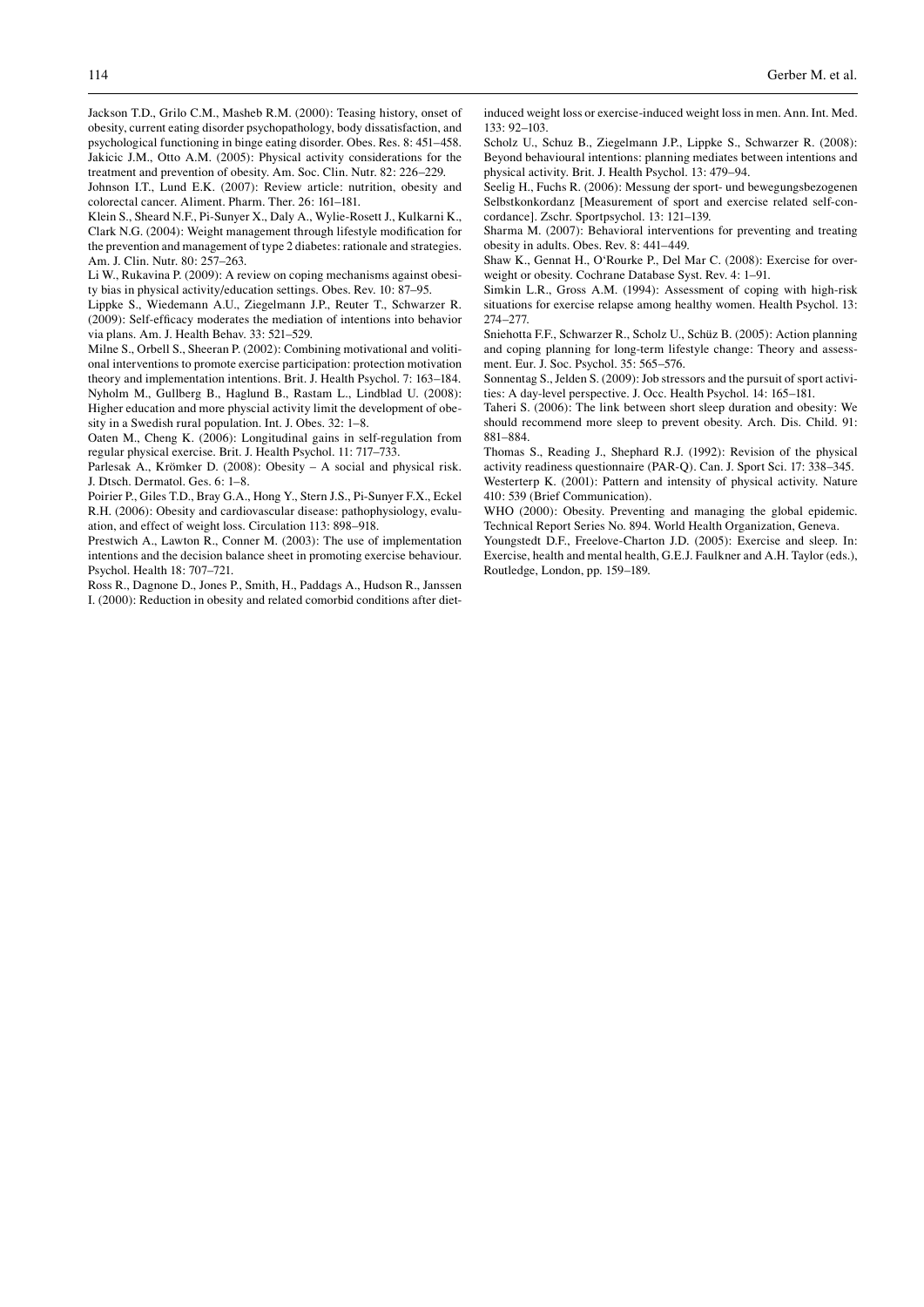Jackson T.D., Grilo C.M., Masheb R.M. (2000): Teasing history, onset of obesity, current eating disorder psychopathology, body dissatisfaction, and psychological functioning in binge eating disorder. Obes. Res. 8: 451–458.

Jakicic J.M., Otto A.M. (2005): Physical activity considerations for the treatment and prevention of obesity. Am. Soc. Clin. Nutr. 82: 226–229.

Johnson I.T., Lund E.K. (2007): Review article: nutrition, obesity and colorectal cancer. Aliment. Pharm. Ther. 26: 161–181.

Klein S., Sheard N.F., Pi-Sunyer X., Daly A., Wylie-Rosett J., Kulkarni K., Clark N.G. (2004): Weight management through lifestyle modification for the prevention and management of type 2 diabetes: rationale and strategies. Am. J. Clin. Nutr. 80: 257–263.

Li W., Rukavina P. (2009): A review on coping mechanisms against obesity bias in physical activity/education settings. Obes. Rev. 10: 87–95.

Lippke S., Wiedemann A.U., Ziegelmann J.P., Reuter T., Schwarzer R. (2009): Self-efficacy moderates the mediation of intentions into behavior via plans. Am. J. Health Behav. 33: 521–529.

Milne S., Orbell S., Sheeran P. (2002): Combining motivational and volitional interventions to promote exercise participation: protection motivation theory and implementation intentions. Brit. J. Health Psychol. 7: 163–184.

Nyholm M., Gullberg B., Haglund B., Rastam L., Lindblad U. (2008): Higher education and more physcial activity limit the development of obesity in a Swedish rural population. Int. J. Obes. 32: 1–8.

Oaten M., Cheng K. (2006): Longitudinal gains in self-regulation from regular physical exercise. Brit. J. Health Psychol. 11: 717–733.

Parlesak A., Krömker D. (2008): Obesity – A social and physical risk. J. Dtsch. Dermatol. Ges. 6: 1–8.

Poirier P., Giles T.D., Bray G.A., Hong Y., Stern J.S., Pi-Sunyer F.X., Eckel R.H. (2006): Obesity and cardiovascular disease: pathophysiology, evaluation, and effect of weight loss. Circulation 113: 898–918.

Prestwich A., Lawton R., Conner M. (2003): The use of implementation intentions and the decision balance sheet in promoting exercise behaviour. Psychol. Health 18: 707–721.

Ross R., Dagnone D., Jones P., Smith, H., Paddags A., Hudson R., Janssen I. (2000): Reduction in obesity and related comorbid conditions after diet-induced weight loss or exercise-induced weight loss in men. Ann. Int. Med. 133: 92–103.

Scholz U., Schuz B., Ziegelmann J.P., Lippke S., Schwarzer R. (2008): Beyond behavioural intentions: planning mediates between intentions and physical activity. Brit. J. Health Psychol. 13: 479–94.

Seelig H., Fuchs R. (2006): Messung der sport- und bewegungsbezogenen Selbstkonkordanz [Measurement of sport and exercise related self-concordance]. Zschr. Sportpsychol. 13: 121–139.

Sharma M. (2007): Behavioral interventions for preventing and treating obesity in adults. Obes. Rev. 8: 441–449.

Shaw K., Gennat H., O'Rourke P., Del Mar C. (2008): Exercise for overweight or obesity. Cochrane Database Syst. Rev. 4: 1–91.

Simkin L.R., Gross A.M. (1994): Assessment of coping with high-risk situations for exercise relapse among healthy women. Health Psychol. 13: 274–277.

Sniehotta F.F., Schwarzer R., Scholz U., Schüz B. (2005): Action planning and coping planning for long-term lifestyle change: Theory and assessment. Eur. J. Soc. Psychol. 35: 565–576.

Sonnentag S., Jelden S. (2009): Job stressors and the pursuit of sport activities: A day-level perspective. J. Occ. Health Psychol. 14: 165–181.

Taheri S. (2006): The link between short sleep duration and obesity: We should recommend more sleep to prevent obesity. Arch. Dis. Child. 91: 881–884.

Thomas S., Reading J., Shephard R.J. (1992): Revision of the physical activity readiness questionnaire (PAR-Q). Can. J. Sport Sci. 17: 338–345.

Westerterp K. (2001): Pattern and intensity of physical activity. Nature 410: 539 (Brief Communication).

WHO (2000): Obesity. Preventing and managing the global epidemic. Technical Report Series No. 894. World Health Organization, Geneva.

Youngstedt D.F., Freelove-Charton J.D. (2005): Exercise and sleep. In: Exercise, health and mental health, G.E.J. Faulkner and A.H. Taylor (eds.), Routledge, London, pp. 159–189.